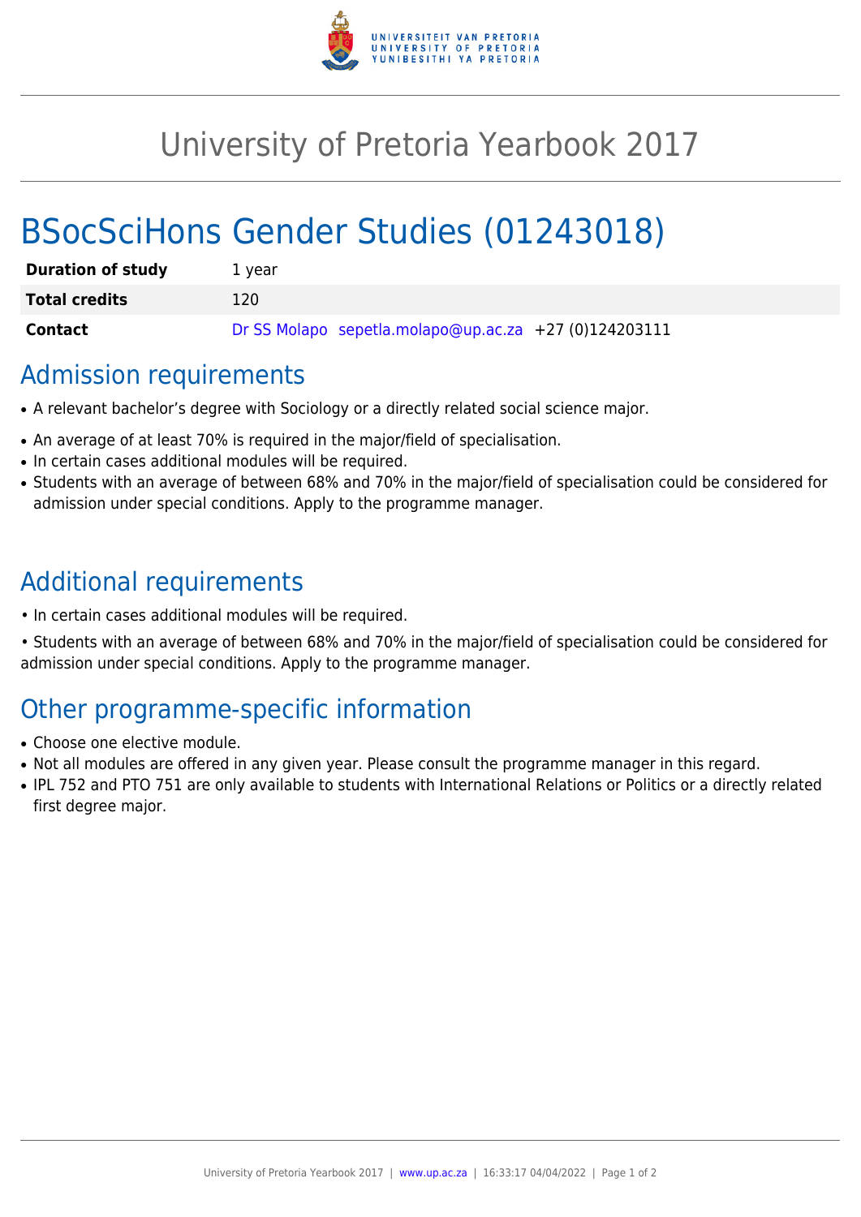# University of Pretoria Yearbook 2017

# BSocSciHons Gender Studies (01243018)

| | |
|---|---|
| **Duration of study** | 1 year |
| **Total credits** | 120 |
| **Contact** | Dr SS Molapo sepetla.molapo@up.ac.za +27 (0)124203111 |

## Admission requirements

- A relevant bachelor's degree with Sociology or a directly related social science major.
- An average of at least 70% is required in the major/field of specialisation.
- In certain cases additional modules will be required.
- Students with an average of between 68% and 70% in the major/field of specialisation could be considered for admission under special conditions. Apply to the programme manager.

## Additional requirements

• In certain cases additional modules will be required.

• Students with an average of between 68% and 70% in the major/field of specialisation could be considered for admission under special conditions. Apply to the programme manager.

## Other programme-specific information

- Choose one elective module.
- Not all modules are offered in any given year. Please consult the programme manager in this regard.
- IPL 752 and PTO 751 are only available to students with International Relations or Politics or a directly related first degree major.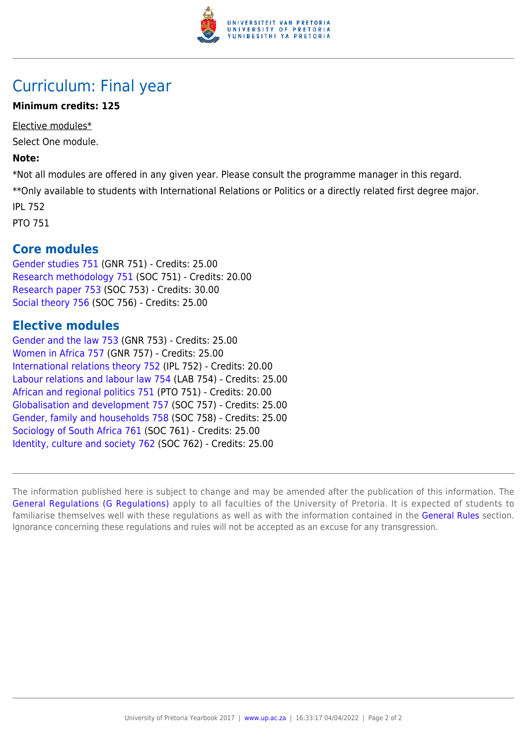# Curriculum: Final year

**Minimum credits: 125**

Elective modules*

Select One module.

**Note:**

*Not all modules are offered in any given year. Please consult the programme manager in this regard.

**Only available to students with International Relations or Politics or a directly related first degree major.

IPL 752

PTO 751

## Core modules

Gender studies 751 (GNR 751) - Credits: 25.00
Research methodology 751 (SOC 751) - Credits: 20.00
Research paper 753 (SOC 753) - Credits: 30.00
Social theory 756 (SOC 756) - Credits: 25.00

## Elective modules

Gender and the law 753 (GNR 753) - Credits: 25.00
Women in Africa 757 (GNR 757) - Credits: 25.00
International relations theory 752 (IPL 752) - Credits: 20.00
Labour relations and labour law 754 (LAB 754) - Credits: 25.00
African and regional politics 751 (PTO 751) - Credits: 20.00
Globalisation and development 757 (SOC 757) - Credits: 25.00
Gender, family and households 758 (SOC 758) - Credits: 25.00
Sociology of South Africa 761 (SOC 761) - Credits: 25.00
Identity, culture and society 762 (SOC 762) - Credits: 25.00

The information published here is subject to change and may be amended after the publication of this information. The General Regulations (G Regulations) apply to all faculties of the University of Pretoria. It is expected of students to familiarise themselves well with these regulations as well as with the information contained in the General Rules section. Ignorance concerning these regulations and rules will not be accepted as an excuse for any transgression.